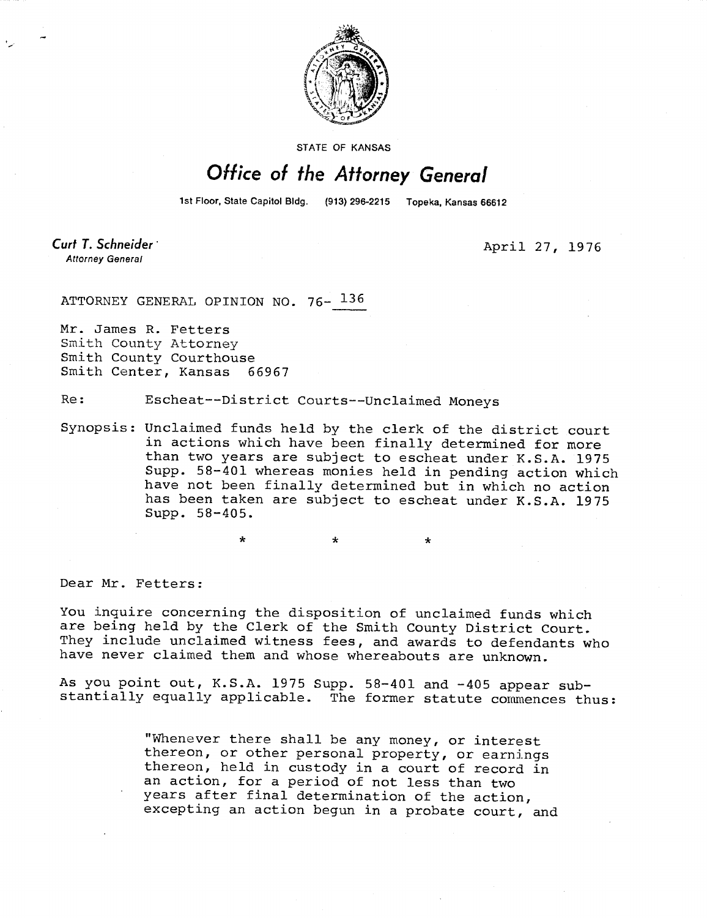STATE OF KANSAS

# Office of the Attorney General

1st Floor, State Capitol Bldg. (913) 296-2215 Topeka, Kansas 66612

**Curt T. Schneider**
*Attorney General*

April 27, 1976

ATTORNEY GENERAL OPINION NO. 76- 136

Mr. James R. Fetters
Smith County Attorney
Smith County Courthouse
Smith Center, Kansas 66967

Re: Escheat--District Courts--Unclaimed Moneys

Synopsis: Unclaimed funds held by the clerk of the district court in actions which have been finally determined for more than two years are subject to escheat under K.S.A. 1975 Supp. 58-401 whereas monies held in pending action which have not been finally determined but in which no action has been taken are subject to escheat under K.S.A. 1975 Supp. 58-405.

\* \* \*

Dear Mr. Fetters:

You inquire concerning the disposition of unclaimed funds which are being held by the Clerk of the Smith County District Court. They include unclaimed witness fees, and awards to defendants who have never claimed them and whose whereabouts are unknown.

As you point out, K.S.A. 1975 Supp. 58-401 and -405 appear substantially equally applicable. The former statute commences thus:

> "Whenever there shall be any money, or interest thereon, or other personal property, or earnings thereon, held in custody in a court of record in an action, for a period of not less than two years after final determination of the action, excepting an action begun in a probate court, and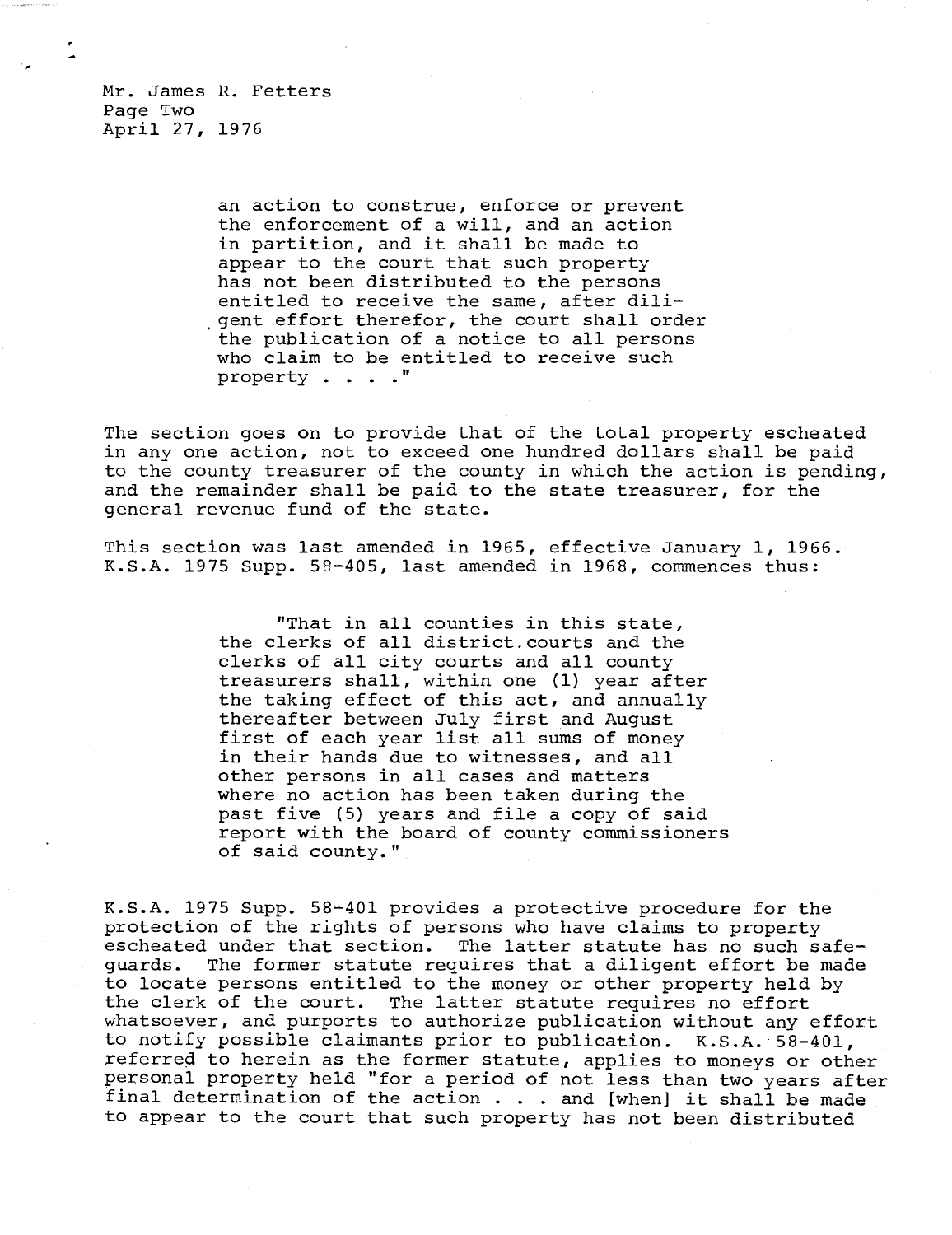an action to construe, enforce or prevent the enforcement of a will, and an action in partition, and it shall be made to appear to the court that such property has not been distributed to the persons entitled to receive the same, after diligent effort therefor, the court shall order the publication of a notice to all persons who claim to be entitled to receive such property . . . ."

The section goes on to provide that of the total property escheated in any one action, not to exceed one hundred dollars shall be paid to the county treasurer of the county in which the action is pending, and the remainder shall be paid to the state treasurer, for the general revenue fund of the state.

This section was last amended in 1965, effective January 1, 1966. K.S.A. 1975 Supp. 58-405, last amended in 1968, commences thus:

> "That in all counties in this state, the clerks of all district courts and the clerks of all city courts and all county treasurers shall, within one (1) year after the taking effect of this act, and annually thereafter between July first and August first of each year list all sums of money in their hands due to witnesses, and all other persons in all cases and matters where no action has been taken during the past five (5) years and file a copy of said report with the board of county commissioners of said county."

K.S.A. 1975 Supp. 58-401 provides a protective procedure for the protection of the rights of persons who have claims to property escheated under that section. The latter statute has no such safeguards. The former statute requires that a diligent effort be made to locate persons entitled to the money or other property held by the clerk of the court. The latter statute requires no effort whatsoever, and purports to authorize publication without any effort to notify possible claimants prior to publication. K.S.A. 58-401, referred to herein as the former statute, applies to moneys or other personal property held "for a period of not less than two years after final determination of the action . . . and [when] it shall be made to appear to the court that such property has not been distributed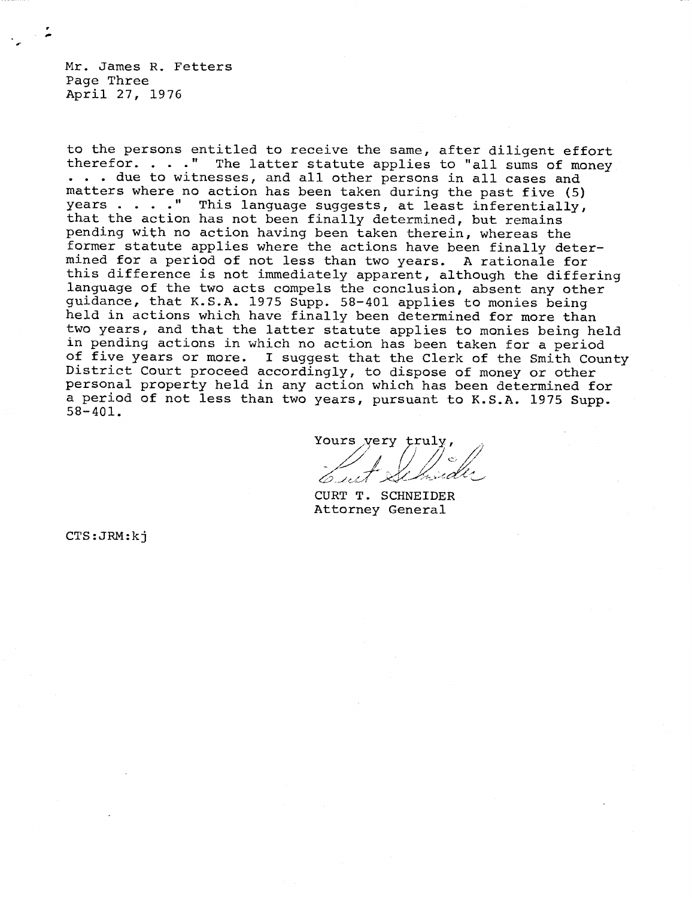Mr. James R. Fetters
Page Three
April 27, 1976

to the persons entitled to receive the same, after diligent effort therefor. . . ." The latter statute applies to "all sums of money . . . due to witnesses, and all other persons in all cases and matters where no action has been taken during the past five (5) years . . . ." This language suggests, at least inferentially, that the action has not been finally determined, but remains pending with no action having been taken therein, whereas the former statute applies where the actions have been finally determined for a period of not less than two years. A rationale for this difference is not immediately apparent, although the differing language of the two acts compels the conclusion, absent any other guidance, that K.S.A. 1975 Supp. 58-401 applies to monies being held in actions which have finally been determined for more than two years, and that the latter statute applies to monies being held in pending actions in which no action has been taken for a period of five years or more. I suggest that the Clerk of the Smith County District Court proceed accordingly, to dispose of money or other personal property held in any action which has been determined for a period of not less than two years, pursuant to K.S.A. 1975 Supp. 58-401.

Yours very truly,

CURT T. SCHNEIDER
Attorney General

CTS:JRM:kj